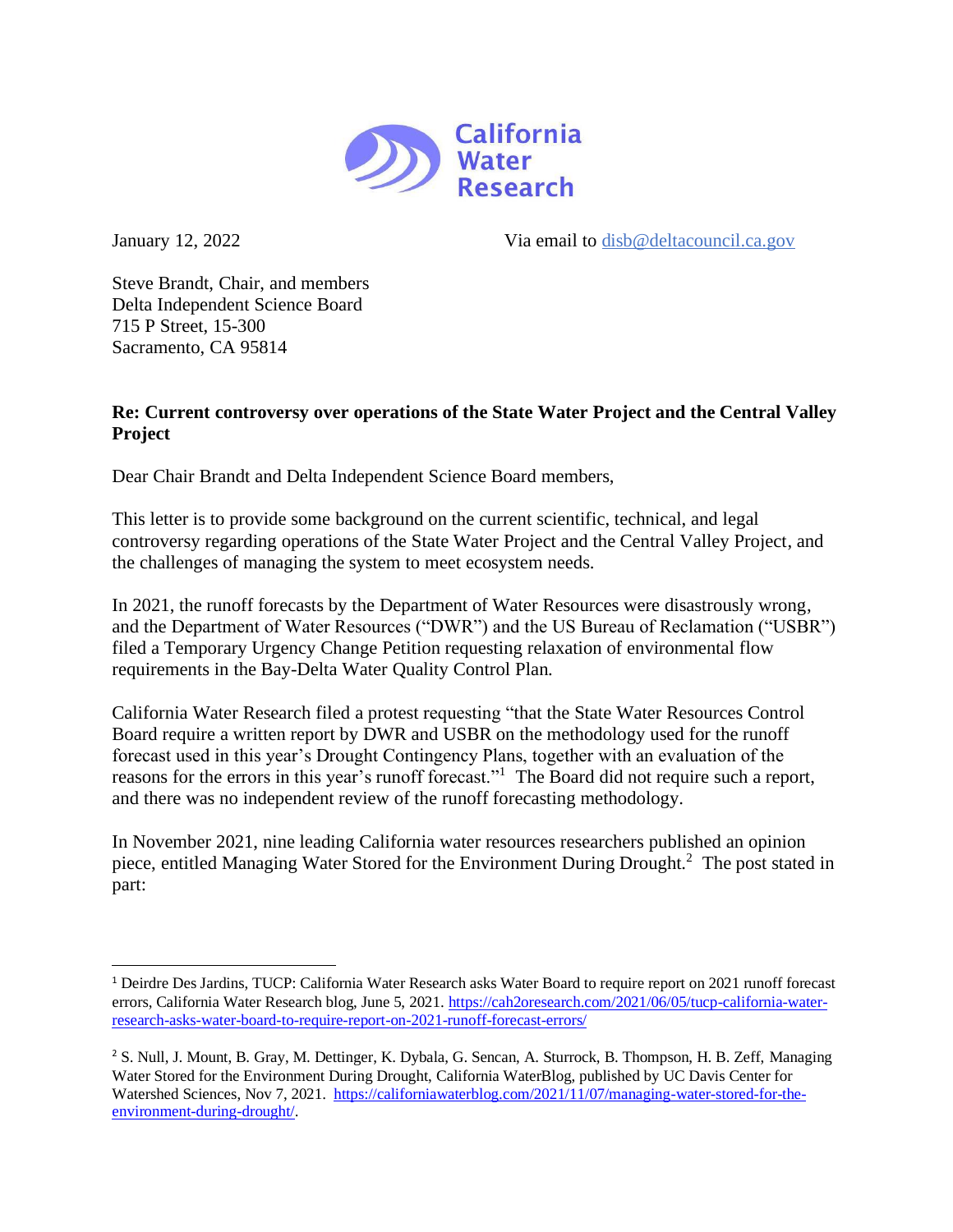California Water Research

January 12, 2022 Via email to disb@deltacouncil.ca.gov

Steve Brandt, Chair, and members
Delta Independent Science Board
715 P Street, 15-300
Sacramento, CA 95814

**Re: Current controversy over operations of the State Water Project and the Central Valley Project**

Dear Chair Brandt and Delta Independent Science Board members,

This letter is to provide some background on the current scientific, technical, and legal controversy regarding operations of the State Water Project and the Central Valley Project, and the challenges of managing the system to meet ecosystem needs.

In 2021, the runoff forecasts by the Department of Water Resources were disastrously wrong, and the Department of Water Resources ("DWR") and the US Bureau of Reclamation ("USBR") filed a Temporary Urgency Change Petition requesting relaxation of environmental flow requirements in the Bay-Delta Water Quality Control Plan.

California Water Research filed a protest requesting "that the State Water Resources Control Board require a written report by DWR and USBR on the methodology used for the runoff forecast used in this year's Drought Contingency Plans, together with an evaluation of the reasons for the errors in this year's runoff forecast."[1] The Board did not require such a report, and there was no independent review of the runoff forecasting methodology.

In November 2021, nine leading California water resources researchers published an opinion piece, entitled Managing Water Stored for the Environment During Drought.[2] The post stated in part:

---

[1] Deirdre Des Jardins, TUCP: California Water Research asks Water Board to require report on 2021 runoff forecast errors, California Water Research blog, June 5, 2021. https://cah2oresearch.com/2021/06/05/tucp-california-water-research-asks-water-board-to-require-report-on-2021-runoff-forecast-errors/

[2] S. Null, J. Mount, B. Gray, M. Dettinger, K. Dybala, G. Sencan, A. Sturrock, B. Thompson, H. B. Zeff, Managing Water Stored for the Environment During Drought, California WaterBlog, published by UC Davis Center for Watershed Sciences, Nov 7, 2021. https://californiawaterblog.com/2021/11/07/managing-water-stored-for-the-environment-during-drought/.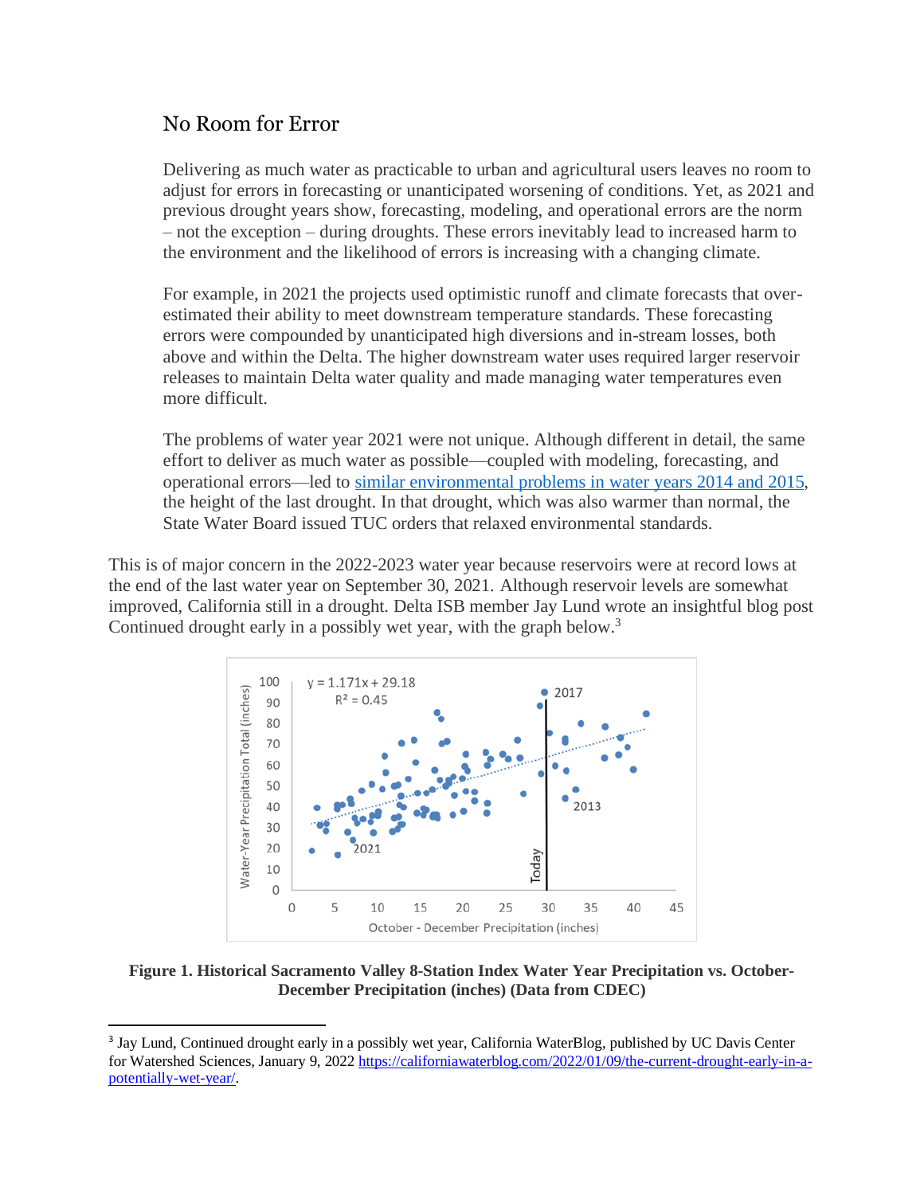## No Room for Error

> Delivering as much water as practicable to urban and agricultural users leaves no room to adjust for errors in forecasting or unanticipated worsening of conditions. Yet, as 2021 and previous drought years show, forecasting, modeling, and operational errors are the norm – not the exception – during droughts. These errors inevitably lead to increased harm to the environment and the likelihood of errors is increasing with a changing climate.
>
> For example, in 2021 the projects used optimistic runoff and climate forecasts that over-estimated their ability to meet downstream temperature standards. These forecasting errors were compounded by unanticipated high diversions and in-stream losses, both above and within the Delta. The higher downstream water uses required larger reservoir releases to maintain Delta water quality and made managing water temperatures even more difficult.
>
> The problems of water year 2021 were not unique. Although different in detail, the same effort to deliver as much water as possible—coupled with modeling, forecasting, and operational errors—led to similar environmental problems in water years 2014 and 2015, the height of the last drought. In that drought, which was also warmer than normal, the State Water Board issued TUC orders that relaxed environmental standards.

This is of major concern in the 2022-2023 water year because reservoirs were at record lows at the end of the last water year on September 30, 2021. Although reservoir levels are somewhat improved, California still in a drought. Delta ISB member Jay Lund wrote an insightful blog post Continued drought early in a possibly wet year, with the graph below.[3]

**Figure 1. Historical Sacramento Valley 8-Station Index Water Year Precipitation vs. October-December Precipitation (inches) (Data from CDEC)**

[3] Jay Lund, Continued drought early in a possibly wet year, California WaterBlog, published by UC Davis Center for Watershed Sciences, January 9, 2022 https://californiawaterblog.com/2022/01/09/the-current-drought-early-in-a-potentially-wet-year/.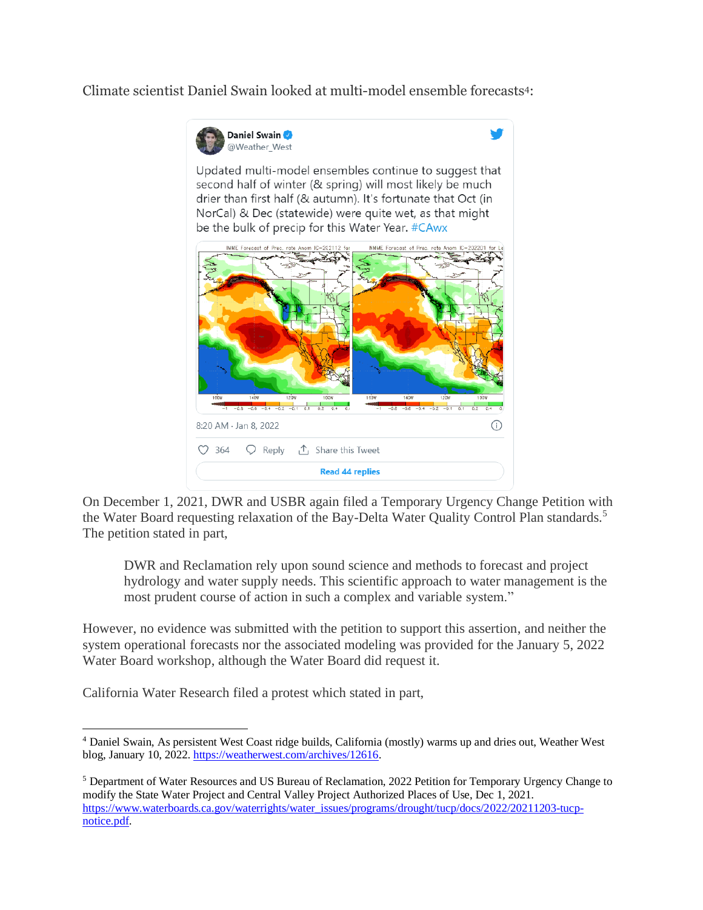Climate scientist Daniel Swain looked at multi-model ensemble forecasts[4]:

Daniel Swain
@Weather_West

Updated multi-model ensembles continue to suggest that second half of winter (& spring) will most likely be much drier than first half (& autumn). It's fortunate that Oct (in NorCal) & Dec (statewide) were quite wet, as that might be the bulk of precip for this Water Year. #CAwx

8:20 AM · Jan 8, 2022

On December 1, 2021, DWR and USBR again filed a Temporary Urgency Change Petition with the Water Board requesting relaxation of the Bay-Delta Water Quality Control Plan standards.[5] The petition stated in part,

> DWR and Reclamation rely upon sound science and methods to forecast and project hydrology and water supply needs. This scientific approach to water management is the most prudent course of action in such a complex and variable system."

However, no evidence was submitted with the petition to support this assertion, and neither the system operational forecasts nor the associated modeling was provided for the January 5, 2022 Water Board workshop, although the Water Board did request it.

California Water Research filed a protest which stated in part,

---

[4] Daniel Swain, As persistent West Coast ridge builds, California (mostly) warms up and dries out, Weather West blog, January 10, 2022. https://weatherwest.com/archives/12616.

[5] Department of Water Resources and US Bureau of Reclamation, 2022 Petition for Temporary Urgency Change to modify the State Water Project and Central Valley Project Authorized Places of Use, Dec 1, 2021. https://www.waterboards.ca.gov/waterrights/water_issues/programs/drought/tucp/docs/2022/20211203-tucp-notice.pdf.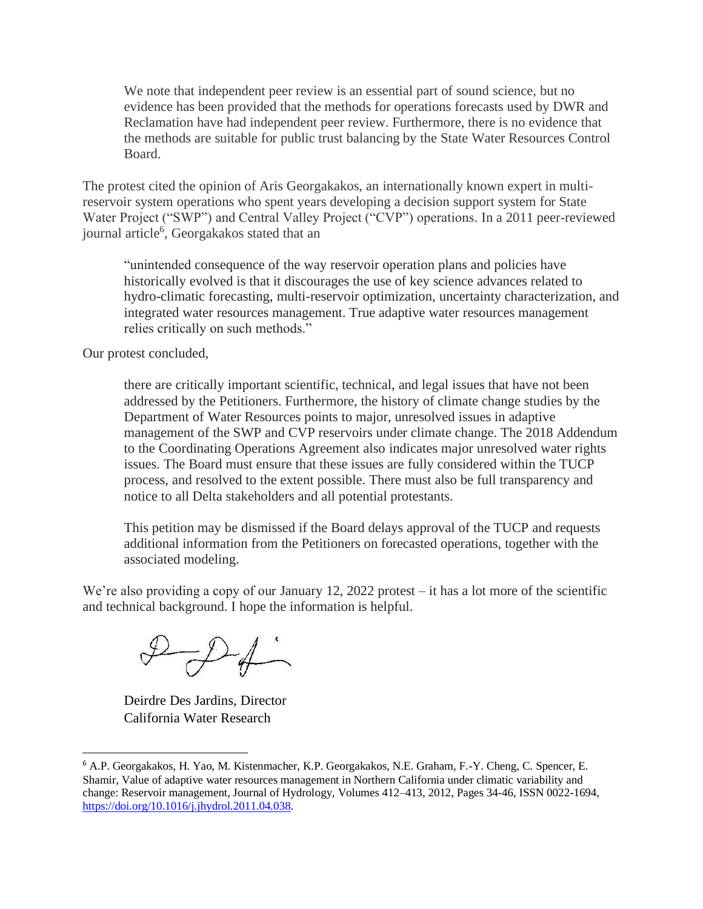> We note that independent peer review is an essential part of sound science, but no evidence has been provided that the methods for operations forecasts used by DWR and Reclamation have had independent peer review. Furthermore, there is no evidence that the methods are suitable for public trust balancing by the State Water Resources Control Board.

The protest cited the opinion of Aris Georgakakos, an internationally known expert in multi-reservoir system operations who spent years developing a decision support system for State Water Project ("SWP") and Central Valley Project ("CVP") operations. In a 2011 peer-reviewed journal article[6], Georgakakos stated that an

> "unintended consequence of the way reservoir operation plans and policies have historically evolved is that it discourages the use of key science advances related to hydro-climatic forecasting, multi-reservoir optimization, uncertainty characterization, and integrated water resources management. True adaptive water resources management relies critically on such methods."

Our protest concluded,

> there are critically important scientific, technical, and legal issues that have not been addressed by the Petitioners. Furthermore, the history of climate change studies by the Department of Water Resources points to major, unresolved issues in adaptive management of the SWP and CVP reservoirs under climate change. The 2018 Addendum to the Coordinating Operations Agreement also indicates major unresolved water rights issues. The Board must ensure that these issues are fully considered within the TUCP process, and resolved to the extent possible. There must also be full transparency and notice to all Delta stakeholders and all potential protestants.
>
> This petition may be dismissed if the Board delays approval of the TUCP and requests additional information from the Petitioners on forecasted operations, together with the associated modeling.

We're also providing a copy of our January 12, 2022 protest – it has a lot more of the scientific and technical background. I hope the information is helpful.

Deirdre Des Jardins, Director
California Water Research

---

[6] A.P. Georgakakos, H. Yao, M. Kistenmacher, K.P. Georgakakos, N.E. Graham, F.-Y. Cheng, C. Spencer, E. Shamir, Value of adaptive water resources management in Northern California under climatic variability and change: Reservoir management, Journal of Hydrology, Volumes 412–413, 2012, Pages 34-46, ISSN 0022-1694, https://doi.org/10.1016/j.jhydrol.2011.04.038.